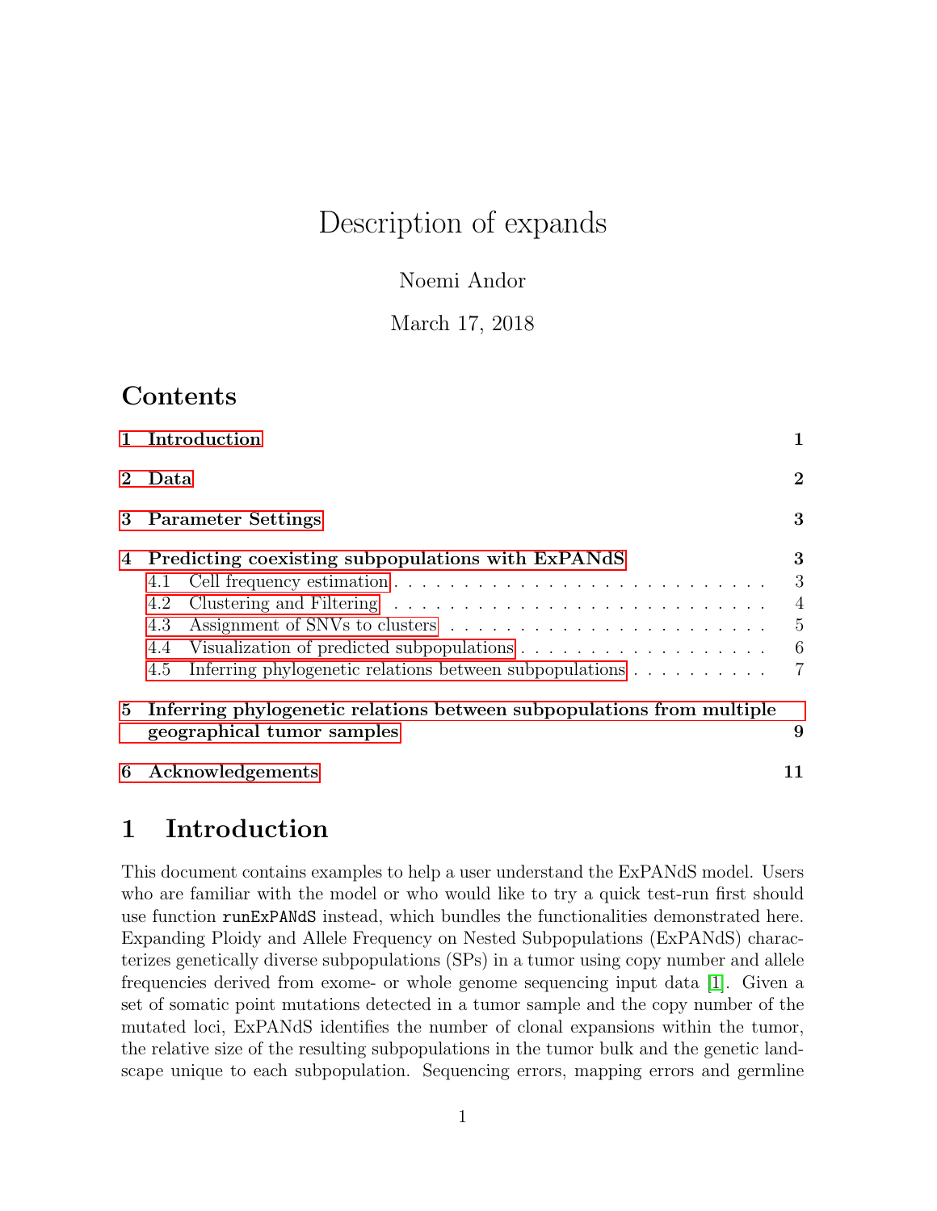# Description of expands

Noemi Andor

March 17, 2018

## Contents

1 Introduction 1

2 Data 2

3 Parameter Settings 3

4 Predicting coexisting subpopulations with ExPANdS 3
- 4.1 Cell frequency estimation 3
- 4.2 Clustering and Filtering 4
- 4.3 Assignment of SNVs to clusters 5
- 4.4 Visualization of predicted subpopulations 6
- 4.5 Inferring phylogenetic relations between subpopulations 7

5 Inferring phylogenetic relations between subpopulations from multiple geographical tumor samples 9

6 Acknowledgements 11

## 1 Introduction

This document contains examples to help a user understand the ExPANdS model. Users who are familiar with the model or who would like to try a quick test-run first should use function `runExPANdS` instead, which bundles the functionalities demonstrated here. Expanding Ploidy and Allele Frequency on Nested Subpopulations (ExPANdS) characterizes genetically diverse subpopulations (SPs) in a tumor using copy number and allele frequencies derived from exome- or whole genome sequencing input data [1]. Given a set of somatic point mutations detected in a tumor sample and the copy number of the mutated loci, ExPANdS identifies the number of clonal expansions within the tumor, the relative size of the resulting subpopulations in the tumor bulk and the genetic landscape unique to each subpopulation. Sequencing errors, mapping errors and germline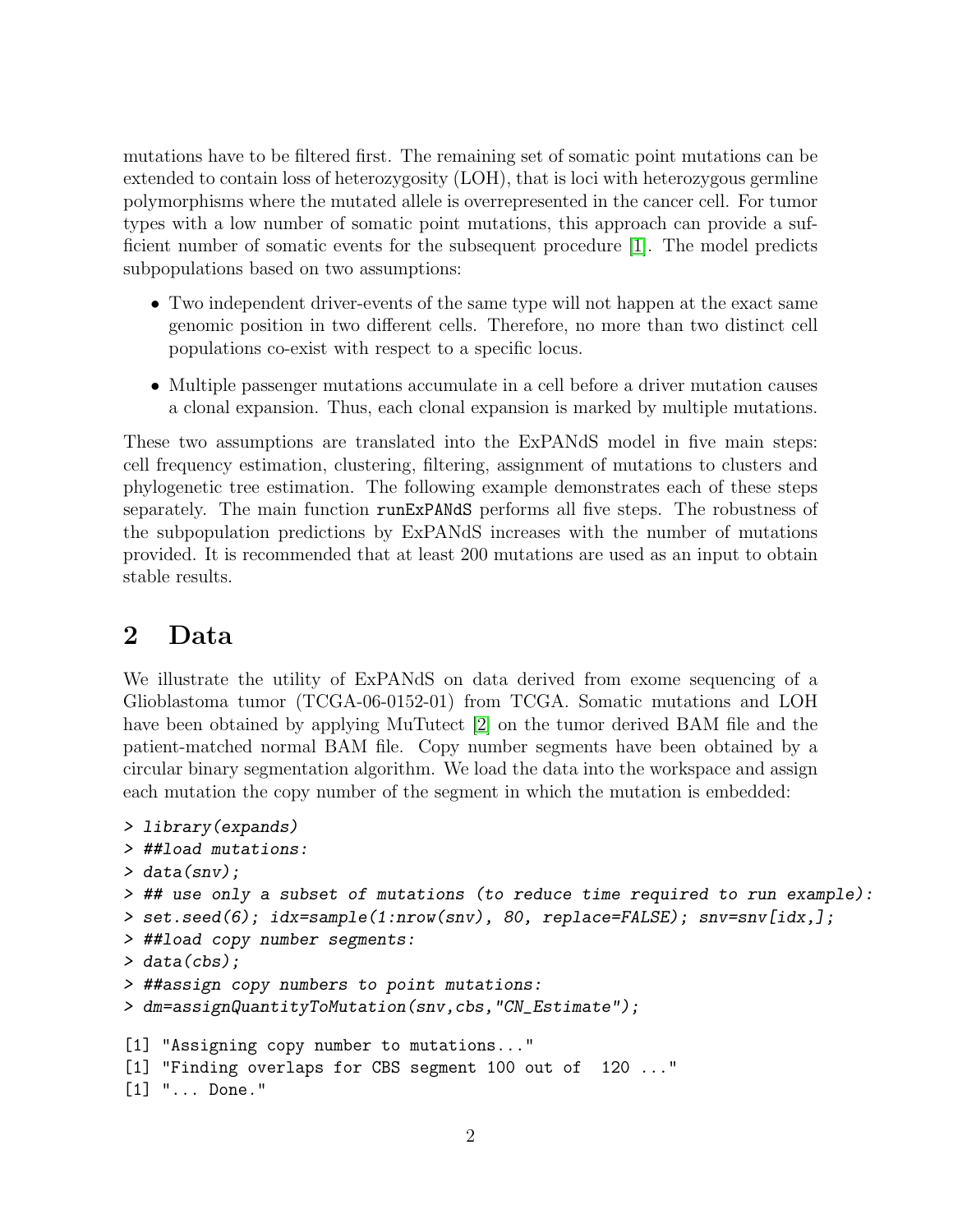mutations have to be filtered first. The remaining set of somatic point mutations can be extended to contain loss of heterozygosity (LOH), that is loci with heterozygous germline polymorphisms where the mutated allele is overrepresented in the cancer cell. For tumor types with a low number of somatic point mutations, this approach can provide a sufficient number of somatic events for the subsequent procedure [1]. The model predicts subpopulations based on two assumptions:

- Two independent driver-events of the same type will not happen at the exact same genomic position in two different cells. Therefore, no more than two distinct cell populations co-exist with respect to a specific locus.
- Multiple passenger mutations accumulate in a cell before a driver mutation causes a clonal expansion. Thus, each clonal expansion is marked by multiple mutations.

These two assumptions are translated into the ExPANdS model in five main steps: cell frequency estimation, clustering, filtering, assignment of mutations to clusters and phylogenetic tree estimation. The following example demonstrates each of these steps separately. The main function `runExPANdS` performs all five steps. The robustness of the subpopulation predictions by ExPANdS increases with the number of mutations provided. It is recommended that at least 200 mutations are used as an input to obtain stable results.

# 2 Data

We illustrate the utility of ExPANdS on data derived from exome sequencing of a Glioblastoma tumor (TCGA-06-0152-01) from TCGA. Somatic mutations and LOH have been obtained by applying MuTutect [2] on the tumor derived BAM file and the patient-matched normal BAM file. Copy number segments have been obtained by a circular binary segmentation algorithm. We load the data into the workspace and assign each mutation the copy number of the segment in which the mutation is embedded:

```
> library(expands)
> ##load mutations:
> data(snv);
> ## use only a subset of mutations (to reduce time required to run example):
> set.seed(6); idx=sample(1:nrow(snv), 80, replace=FALSE); snv=snv[idx,];
> ##load copy number segments:
> data(cbs);
> ##assign copy numbers to point mutations:
> dm=assignQuantityToMutation(snv,cbs,"CN_Estimate");
```

```
[1] "Assigning copy number to mutations..."
[1] "Finding overlaps for CBS segment 100 out of  120 ..."
[1] "... Done."
```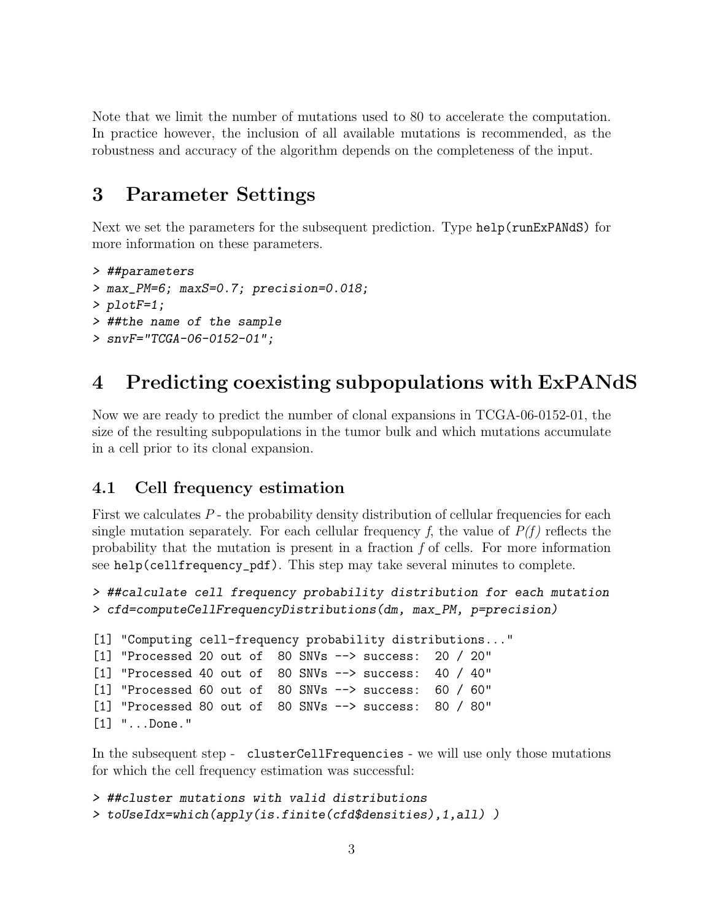Note that we limit the number of mutations used to 80 to accelerate the computation. In practice however, the inclusion of all available mutations is recommended, as the robustness and accuracy of the algorithm depends on the completeness of the input.

# 3 Parameter Settings

Next we set the parameters for the subsequent prediction. Type `help(runExPANdS)` for more information on these parameters.

```
> ##parameters
> max_PM=6; maxS=0.7; precision=0.018;
> plotF=1;
> ##the name of the sample
> snvF="TCGA-06-0152-01";
```

# 4 Predicting coexisting subpopulations with ExPANdS

Now we are ready to predict the number of clonal expansions in TCGA-06-0152-01, the size of the resulting subpopulations in the tumor bulk and which mutations accumulate in a cell prior to its clonal expansion.

## 4.1 Cell frequency estimation

First we calculates $P$ - the probability density distribution of cellular frequencies for each single mutation separately. For each cellular frequency $f$, the value of $P(f)$ reflects the probability that the mutation is present in a fraction $f$ of cells. For more information see `help(cellfrequency_pdf)`. This step may take several minutes to complete.

```
> ##calculate cell frequency probability distribution for each mutation
> cfd=computeCellFrequencyDistributions(dm, max_PM, p=precision)

[1] "Computing cell-frequency probability distributions..."
[1] "Processed 20 out of  80 SNVs --> success:  20 / 20"
[1] "Processed 40 out of  80 SNVs --> success:  40 / 40"
[1] "Processed 60 out of  80 SNVs --> success:  60 / 60"
[1] "Processed 80 out of  80 SNVs --> success:  80 / 80"
[1] "...Done."
```

In the subsequent step - `clusterCellFrequencies` - we will use only those mutations for which the cell frequency estimation was successful:

```
> ##cluster mutations with valid distributions
> toUseIdx=which(apply(is.finite(cfd$densities),1,all) )
```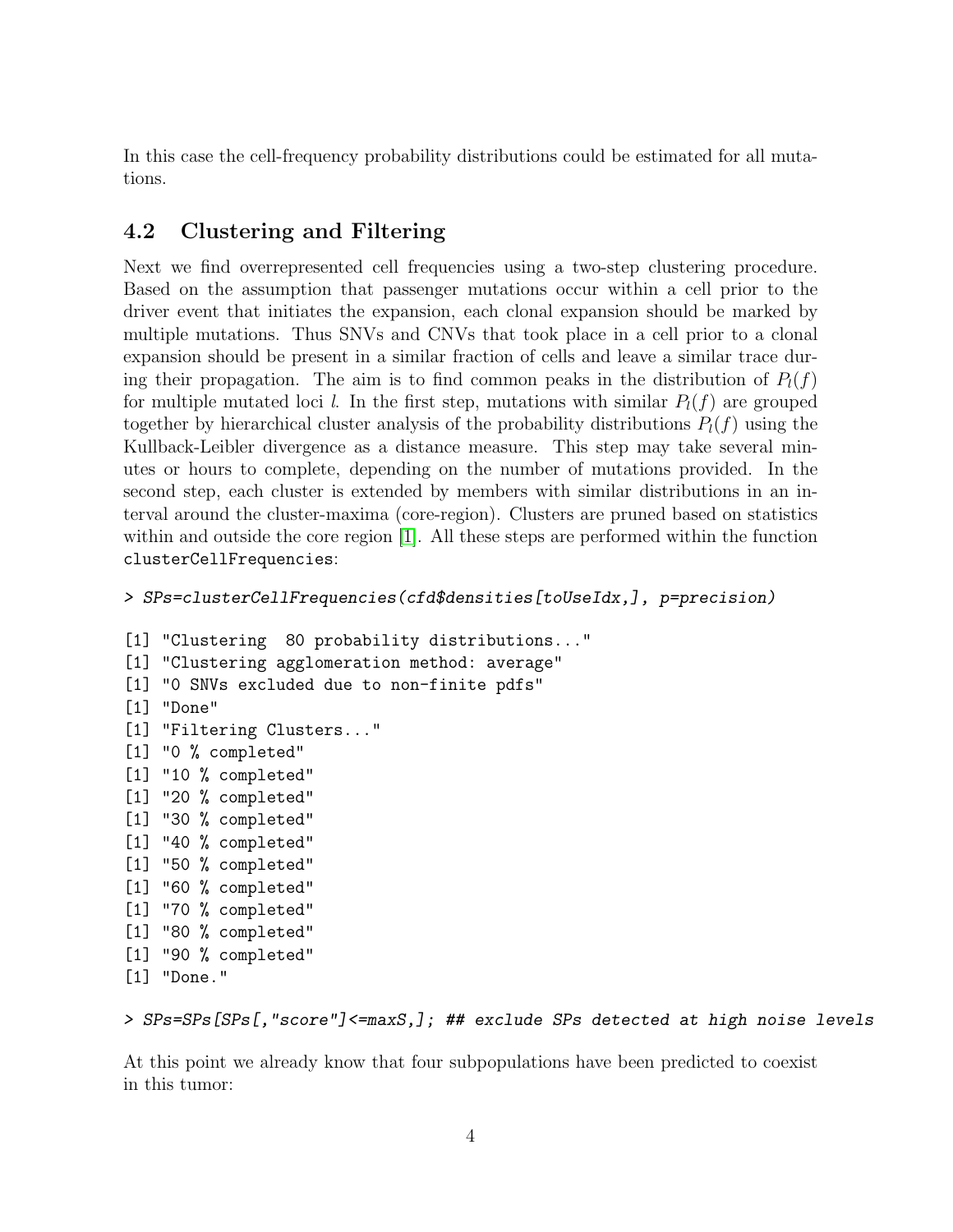In this case the cell-frequency probability distributions could be estimated for all mutations.

## 4.2 Clustering and Filtering

Next we find overrepresented cell frequencies using a two-step clustering procedure. Based on the assumption that passenger mutations occur within a cell prior to the driver event that initiates the expansion, each clonal expansion should be marked by multiple mutations. Thus SNVs and CNVs that took place in a cell prior to a clonal expansion should be present in a similar fraction of cells and leave a similar trace during their propagation. The aim is to find common peaks in the distribution of $P_l(f)$ for multiple mutated loci $l$. In the first step, mutations with similar $P_l(f)$ are grouped together by hierarchical cluster analysis of the probability distributions $P_l(f)$ using the Kullback-Leibler divergence as a distance measure. This step may take several minutes or hours to complete, depending on the number of mutations provided. In the second step, each cluster is extended by members with similar distributions in an interval around the cluster-maxima (core-region). Clusters are pruned based on statistics within and outside the core region [1]. All these steps are performed within the function `clusterCellFrequencies`:

```
> SPs=clusterCellFrequencies(cfd$densities[toUseIdx,], p=precision)

[1] "Clustering  80 probability distributions..."
[1] "Clustering agglomeration method: average"
[1] "0 SNVs excluded due to non-finite pdfs"
[1] "Done"
[1] "Filtering Clusters..."
[1] "0 % completed"
[1] "10 % completed"
[1] "20 % completed"
[1] "30 % completed"
[1] "40 % completed"
[1] "50 % completed"
[1] "60 % completed"
[1] "70 % completed"
[1] "80 % completed"
[1] "90 % completed"
[1] "Done."
```

```
> SPs=SPs[SPs[,"score"]<=maxS,]; ## exclude SPs detected at high noise levels
```

At this point we already know that four subpopulations have been predicted to coexist in this tumor: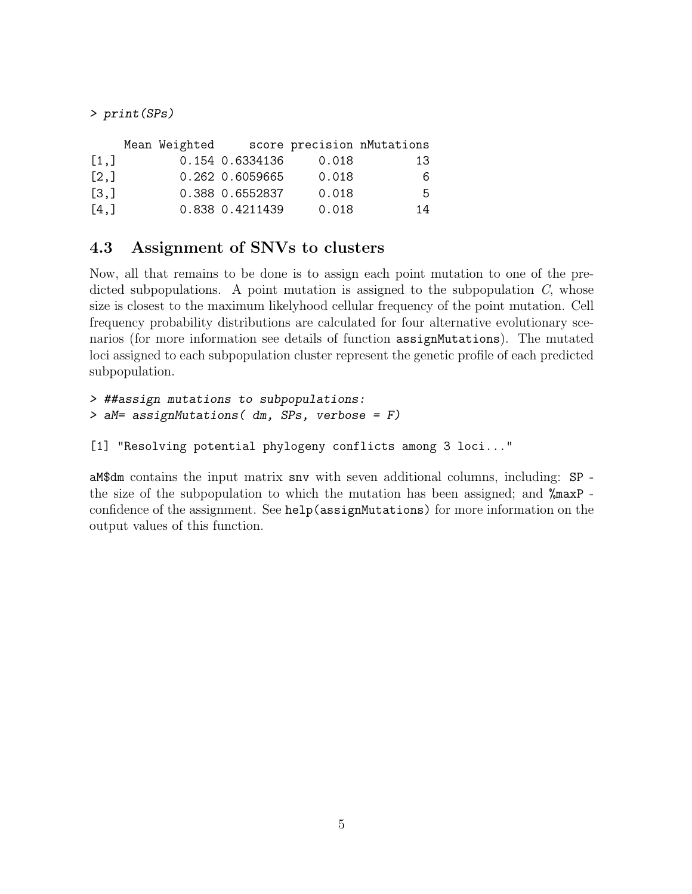```
> print(SPs)

     Mean Weighted     score precision nMutations
[1,]         0.154 0.6334136     0.018         13
[2,]         0.262 0.6059665     0.018          6
[3,]         0.388 0.6552837     0.018          5
[4,]         0.838 0.4211439     0.018         14
```

## 4.3 Assignment of SNVs to clusters

Now, all that remains to be done is to assign each point mutation to one of the predicted subpopulations. A point mutation is assigned to the subpopulation $C$, whose size is closest to the maximum likelyhood cellular frequency of the point mutation. Cell frequency probability distributions are calculated for four alternative evolutionary scenarios (for more information see details of function `assignMutations`). The mutated loci assigned to each subpopulation cluster represent the genetic profile of each predicted subpopulation.

```
> ##assign mutations to subpopulations:
> aM= assignMutations( dm, SPs, verbose = F)

[1] "Resolving potential phylogeny conflicts among 3 loci..."
```

`aM$dm` contains the input matrix `snv` with seven additional columns, including: `SP` - the size of the subpopulation to which the mutation has been assigned; and `%maxP` - confidence of the assignment. See `help(assignMutations)` for more information on the output values of this function.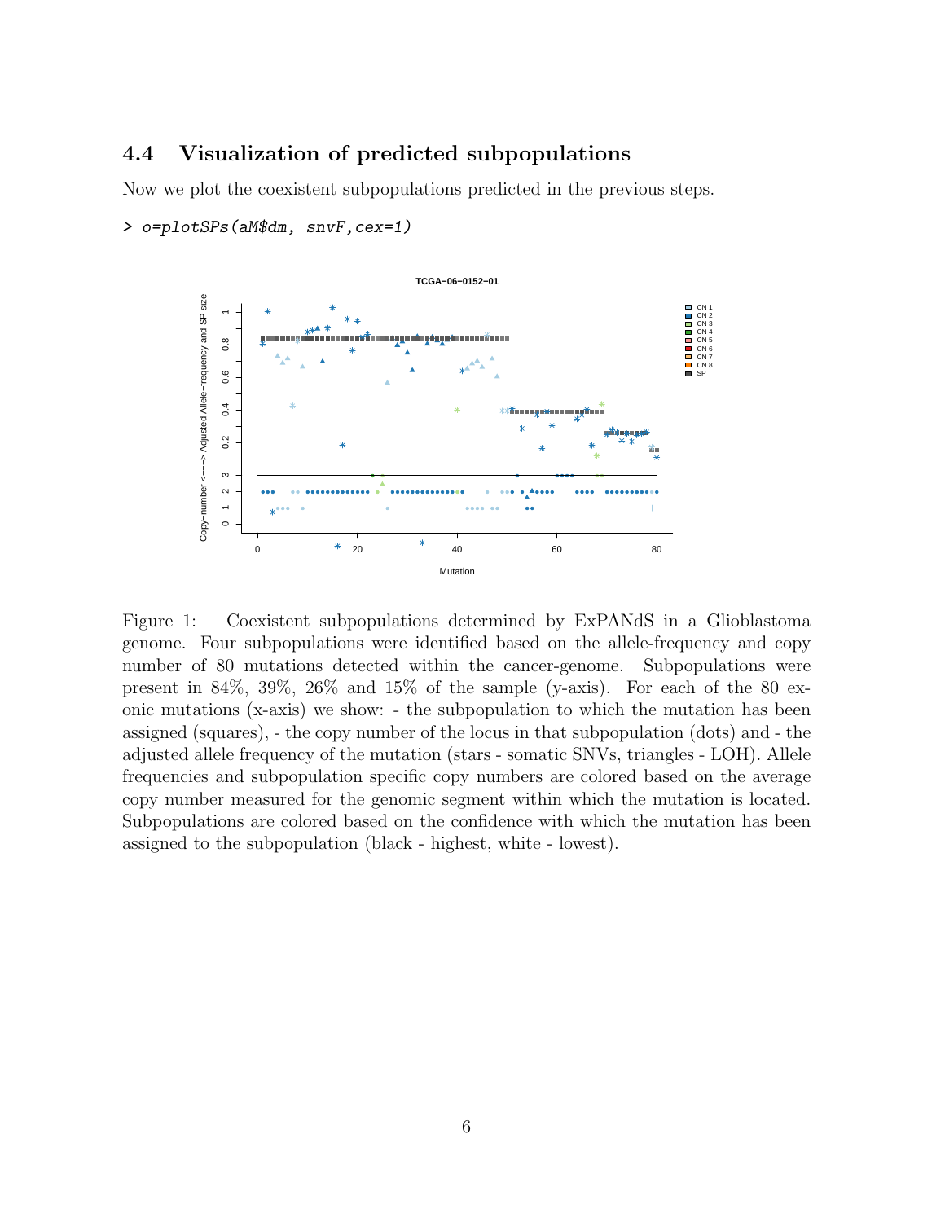### 4.4 Visualization of predicted subpopulations

Now we plot the coexistent subpopulations predicted in the previous steps.

```
> o=plotSPs(aM$dm, snvF,cex=1)
```

Figure 1: Coexistent subpopulations determined by ExPANdS in a Glioblastoma genome. Four subpopulations were identified based on the allele-frequency and copy number of 80 mutations detected within the cancer-genome. Subpopulations were present in 84%, 39%, 26% and 15% of the sample (y-axis). For each of the 80 exonic mutations (x-axis) we show: - the subpopulation to which the mutation has been assigned (squares), - the copy number of the locus in that subpopulation (dots) and - the adjusted allele frequency of the mutation (stars - somatic SNVs, triangles - LOH). Allele frequencies and subpopulation specific copy numbers are colored based on the average copy number measured for the genomic segment within which the mutation is located. Subpopulations are colored based on the confidence with which the mutation has been assigned to the subpopulation (black - highest, white - lowest).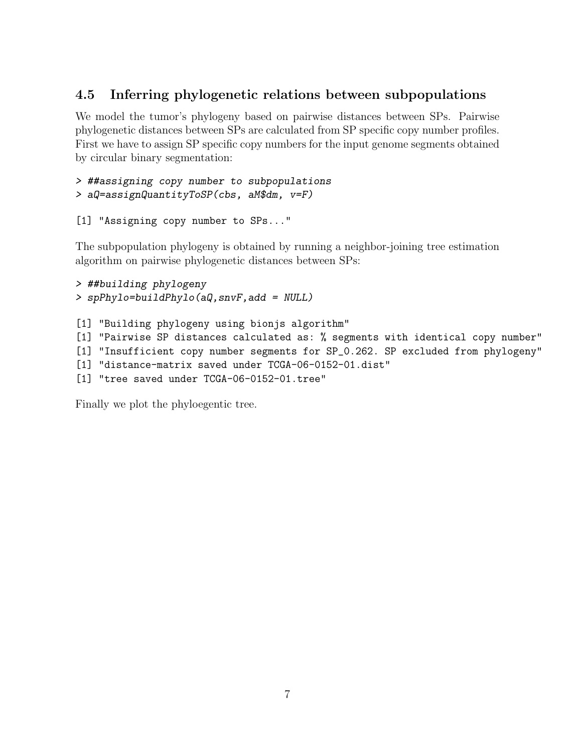## 4.5 Inferring phylogenetic relations between subpopulations

We model the tumor's phylogeny based on pairwise distances between SPs. Pairwise phylogenetic distances between SPs are calculated from SP specific copy number profiles. First we have to assign SP specific copy numbers for the input genome segments obtained by circular binary segmentation:

```
> ##assigning copy number to subpopulations
> aQ=assignQuantityToSP(cbs, aM$dm, v=F)

[1] "Assigning copy number to SPs..."
```

The subpopulation phylogeny is obtained by running a neighbor-joining tree estimation algorithm on pairwise phylogenetic distances between SPs:

```
> ##building phylogeny
> spPhylo=buildPhylo(aQ,snvF,add = NULL)

[1] "Building phylogeny using bionjs algorithm"
[1] "Pairwise SP distances calculated as: % segments with identical copy number"
[1] "Insufficient copy number segments for SP_0.262. SP excluded from phylogeny"
[1] "distance-matrix saved under TCGA-06-0152-01.dist"
[1] "tree saved under TCGA-06-0152-01.tree"
```

Finally we plot the phyloegentic tree.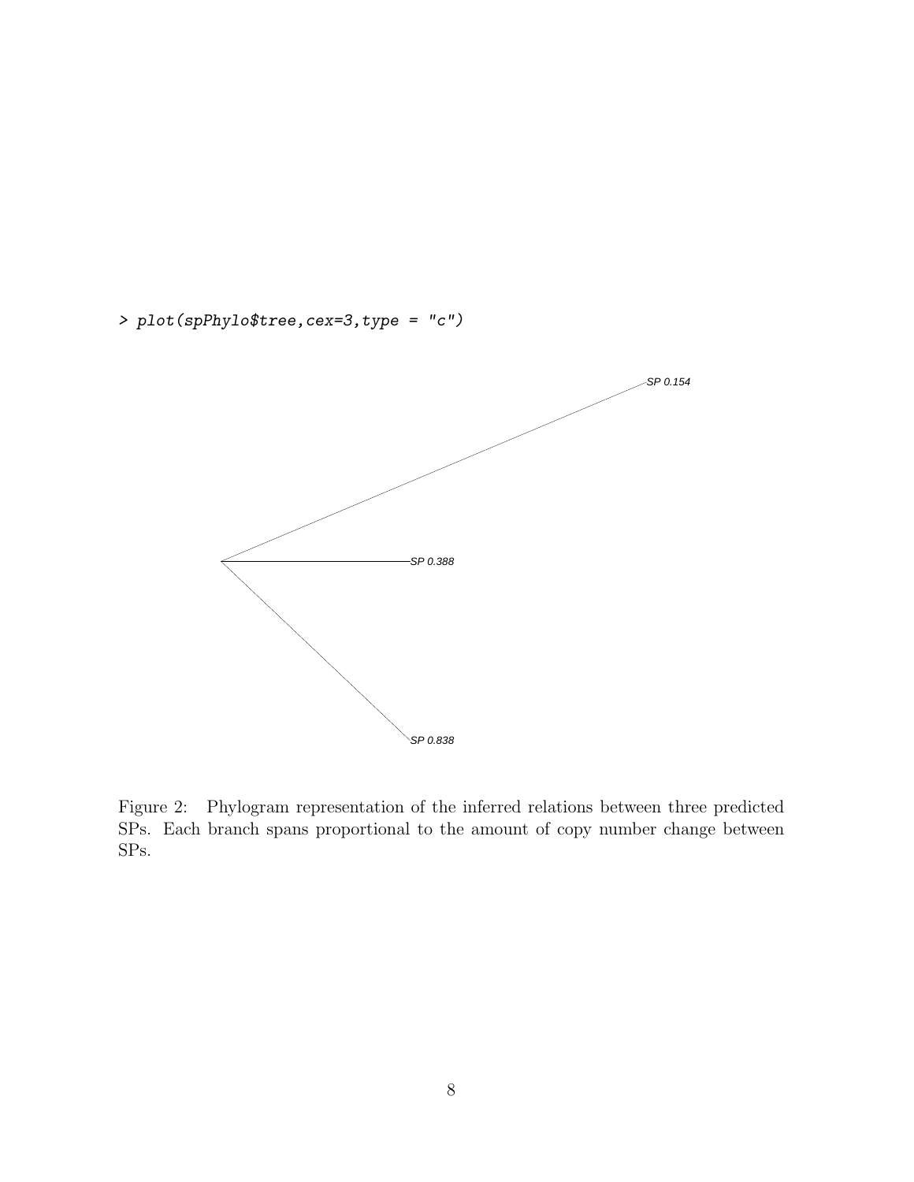```
> plot(spPhylo$tree,cex=3,type = "c")
```

Figure 2: Phylogram representation of the inferred relations between three predicted SPs. Each branch spans proportional to the amount of copy number change between SPs.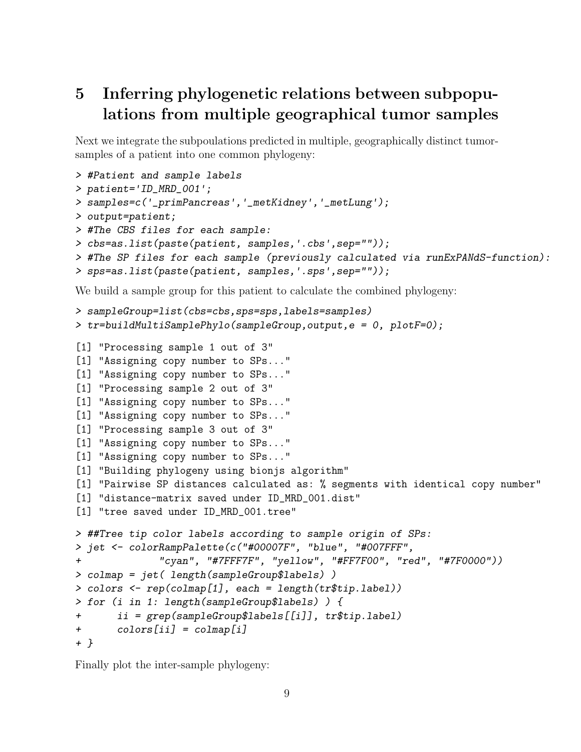# 5 Inferring phylogenetic relations between subpopulations from multiple geographical tumor samples

Next we integrate the subpoulations predicted in multiple, geographically distinct tumor-samples of a patient into one common phylogeny:

```
> #Patient and sample labels
> patient='ID_MRD_001';
> samples=c('_primPancreas','_metKidney','_metLung');
> output=patient;
> #The CBS files for each sample:
> cbs=as.list(paste(patient, samples,'.cbs',sep=""));
> #The SP files for each sample (previously calculated via runExPANdS-function):
> sps=as.list(paste(patient, samples,'.sps',sep=""));
```

We build a sample group for this patient to calculate the combined phylogeny:

```
> sampleGroup=list(cbs=cbs,sps=sps,labels=samples)
> tr=buildMultiSamplePhylo(sampleGroup,output,e = 0, plotF=0);

[1] "Processing sample 1 out of 3"
[1] "Assigning copy number to SPs..."
[1] "Assigning copy number to SPs..."
[1] "Processing sample 2 out of 3"
[1] "Assigning copy number to SPs..."
[1] "Assigning copy number to SPs..."
[1] "Processing sample 3 out of 3"
[1] "Assigning copy number to SPs..."
[1] "Assigning copy number to SPs..."
[1] "Building phylogeny using bionjs algorithm"
[1] "Pairwise SP distances calculated as: % segments with identical copy number"
[1] "distance-matrix saved under ID_MRD_001.dist"
[1] "tree saved under ID_MRD_001.tree"

> ##Tree tip color labels according to sample origin of SPs:
> jet <- colorRampPalette(c("#00007F", "blue", "#007FFF",
+              "cyan", "#7FFF7F", "yellow", "#FF7F00", "red", "#7F0000"))
> colmap = jet( length(sampleGroup$labels) )
> colors <- rep(colmap[1], each = length(tr$tip.label))
> for (i in 1: length(sampleGroup$labels) ) {
+      ii = grep(sampleGroup$labels[[i]], tr$tip.label)
+      colors[ii] = colmap[i]
+ }
```

Finally plot the inter-sample phylogeny: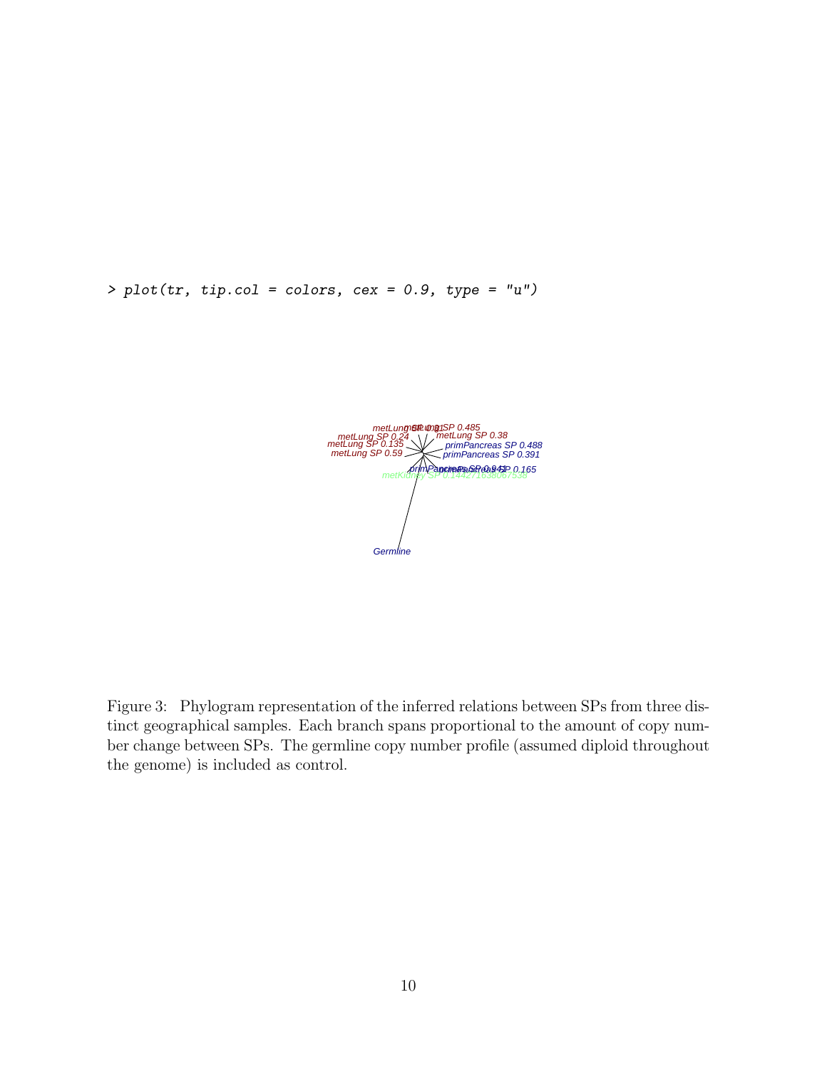```
> plot(tr, tip.col = colors, cex = 0.9, type = "u")
```

Figure 3: Phylogram representation of the inferred relations between SPs from three distinct geographical samples. Each branch spans proportional to the amount of copy number change between SPs. The germline copy number profile (assumed diploid throughout the genome) is included as control.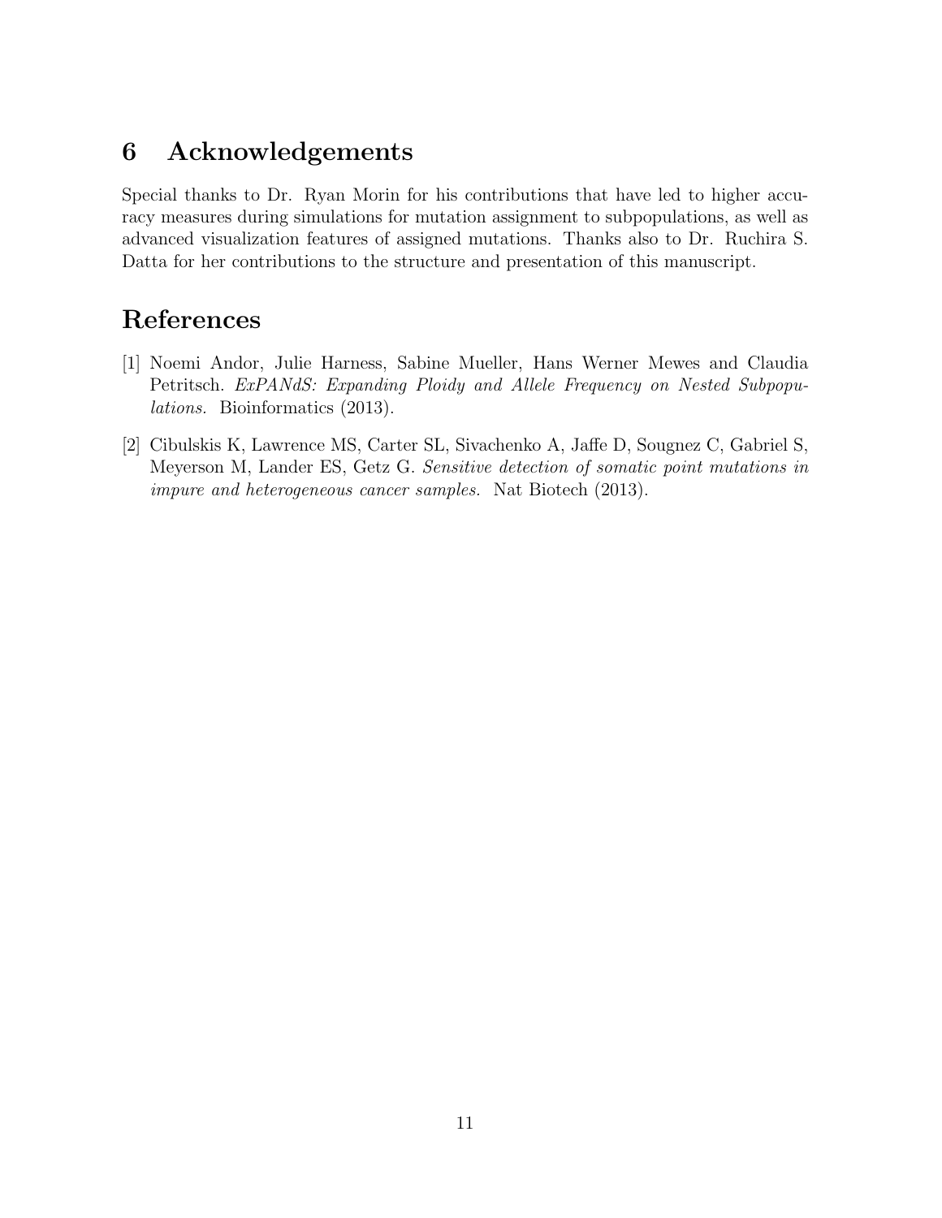## 6 Acknowledgements

Special thanks to Dr. Ryan Morin for his contributions that have led to higher accuracy measures during simulations for mutation assignment to subpopulations, as well as advanced visualization features of assigned mutations. Thanks also to Dr. Ruchira S. Datta for her contributions to the structure and presentation of this manuscript.

## References

[1] Noemi Andor, Julie Harness, Sabine Mueller, Hans Werner Mewes and Claudia Petritsch. *ExPANdS: Expanding Ploidy and Allele Frequency on Nested Subpopulations.* Bioinformatics (2013).

[2] Cibulskis K, Lawrence MS, Carter SL, Sivachenko A, Jaffe D, Sougnez C, Gabriel S, Meyerson M, Lander ES, Getz G. *Sensitive detection of somatic point mutations in impure and heterogeneous cancer samples.* Nat Biotech (2013).